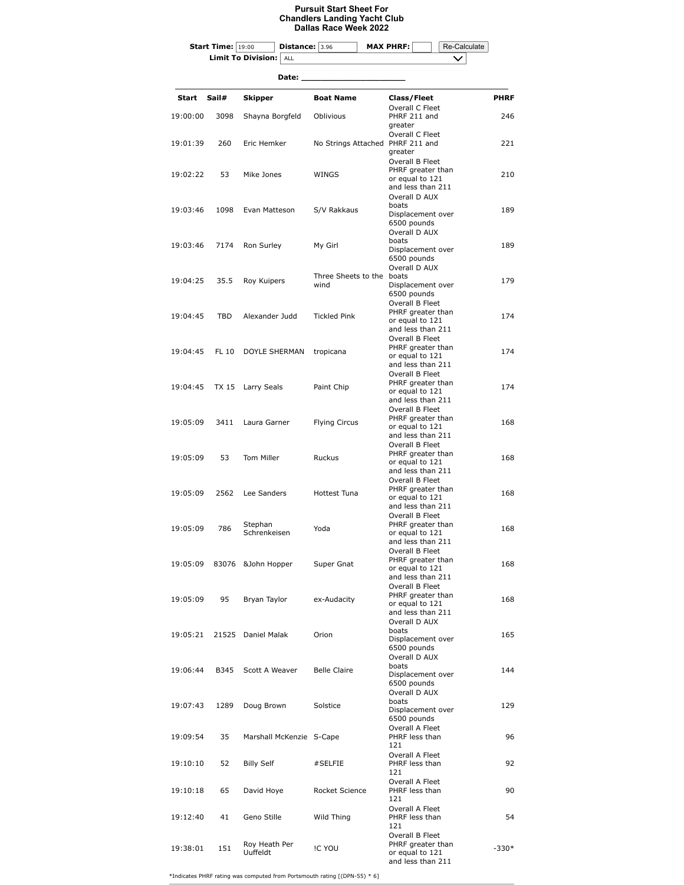# Pursuit Start Sheet For
# Chandlers Landing Yacht Club
# Dallas Race Week 2022

**Start Time:** 19:00 **Distance:** 3.96 **MAX PHRF:** Re-Calculate

**Limit To Division:** ALL

**Date:** ______________________

| Start | Sail# | Skipper | Boat Name | Class/Fleet | PHRF |
|---|---|---|---|---|---|
| 19:00:00 | 3098 | Shayna Borgfeld | Oblivious | Overall C Fleet PHRF 211 and greater | 246 |
| 19:01:39 | 260 | Eric Hemker | No Strings Attached | Overall C Fleet PHRF 211 and greater | 221 |
| 19:02:22 | 53 | Mike Jones | WINGS | Overall B Fleet PHRF greater than or equal to 121 and less than 211 | 210 |
| 19:03:46 | 1098 | Evan Matteson | S/V Rakkaus | Overall D AUX boats Displacement over 6500 pounds | 189 |
| 19:03:46 | 7174 | Ron Surley | My Girl | Overall D AUX boats Displacement over 6500 pounds | 189 |
| 19:04:25 | 35.5 | Roy Kuipers | Three Sheets to the wind | Overall D AUX boats Displacement over 6500 pounds | 179 |
| 19:04:45 | TBD | Alexander Judd | Tickled Pink | Overall B Fleet PHRF greater than or equal to 121 and less than 211 | 174 |
| 19:04:45 | FL 10 | DOYLE SHERMAN | tropicana | Overall B Fleet PHRF greater than or equal to 121 and less than 211 | 174 |
| 19:04:45 | TX 15 | Larry Seals | Paint Chip | Overall B Fleet PHRF greater than or equal to 121 and less than 211 | 174 |
| 19:05:09 | 3411 | Laura Garner | Flying Circus | Overall B Fleet PHRF greater than or equal to 121 and less than 211 | 168 |
| 19:05:09 | 53 | Tom Miller | Ruckus | Overall B Fleet PHRF greater than or equal to 121 and less than 211 | 168 |
| 19:05:09 | 2562 | Lee Sanders | Hottest Tuna | Overall B Fleet PHRF greater than or equal to 121 and less than 211 | 168 |
| 19:05:09 | 786 | Stephan Schrenkeisen | Yoda | Overall B Fleet PHRF greater than or equal to 121 and less than 211 | 168 |
| 19:05:09 | 83076 | &John Hopper | Super Gnat | Overall B Fleet PHRF greater than or equal to 121 and less than 211 | 168 |
| 19:05:09 | 95 | Bryan Taylor | ex-Audacity | Overall B Fleet PHRF greater than or equal to 121 and less than 211 | 168 |
| 19:05:21 | 21525 | Daniel Malak | Orion | Overall D AUX boats Displacement over 6500 pounds | 165 |
| 19:06:44 | B345 | Scott A Weaver | Belle Claire | Overall D AUX boats Displacement over 6500 pounds | 144 |
| 19:07:43 | 1289 | Doug Brown | Solstice | Overall D AUX boats Displacement over 6500 pounds | 129 |
| 19:09:54 | 35 | Marshall McKenzie | S-Cape | Overall A Fleet PHRF less than 121 | 96 |
| 19:10:10 | 52 | Billy Self | #SELFIE | Overall A Fleet PHRF less than 121 | 92 |
| 19:10:18 | 65 | David Hoye | Rocket Science | Overall A Fleet PHRF less than 121 | 90 |
| 19:12:40 | 41 | Geno Stille | Wild Thing | Overall A Fleet PHRF less than 121 | 54 |
| 19:38:01 | 151 | Roy Heath Per Uuffeldt | !C YOU | Overall B Fleet PHRF greater than or equal to 121 and less than 211 | -330* |

*Indicates PHRF rating was computed from Portsmouth rating [(DPN-55) * 6]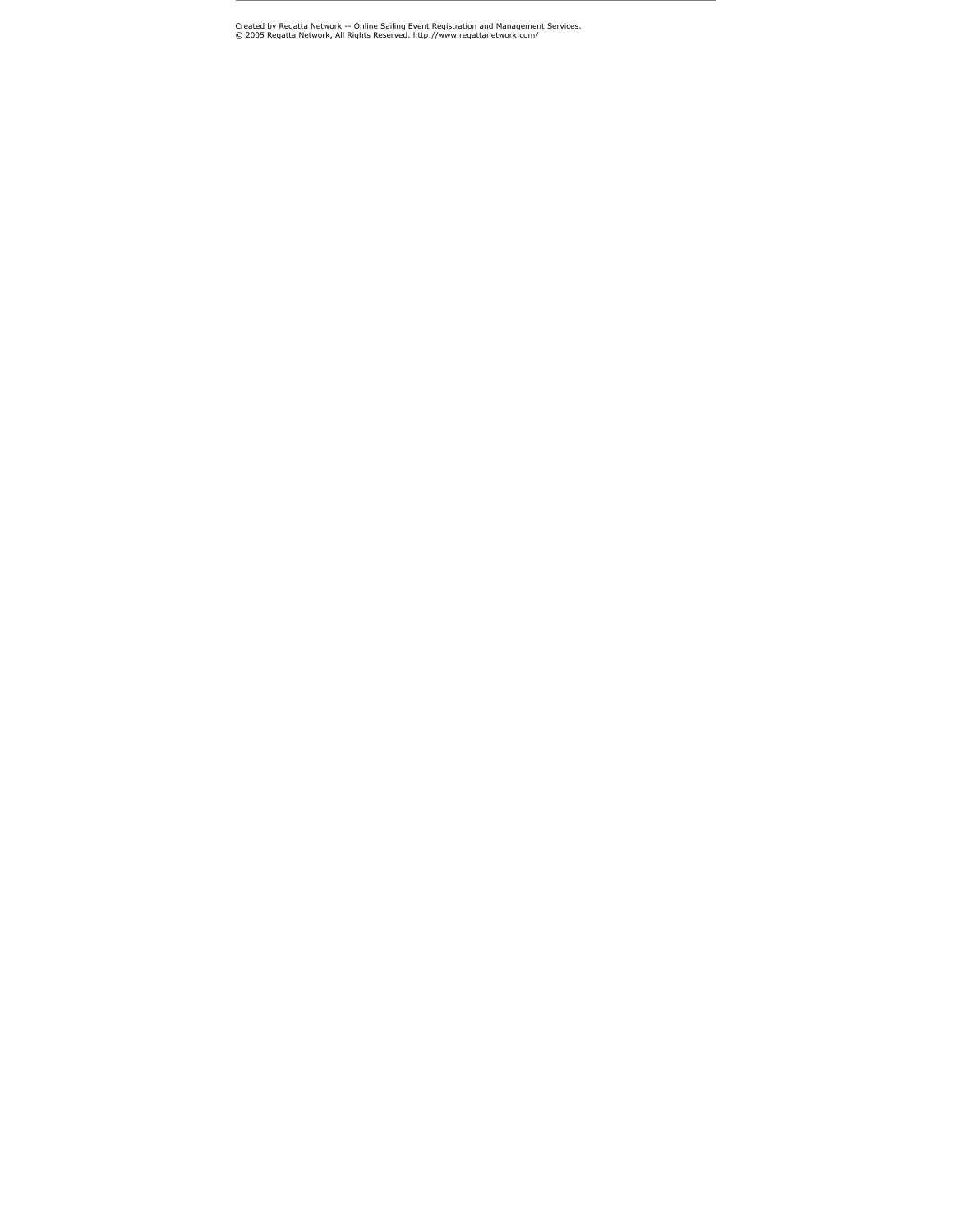Created by Regatta Network -- Online Sailing Event Registration and Management Services.
© 2005 Regatta Network, All Rights Reserved. http://www.regattanetwork.com/